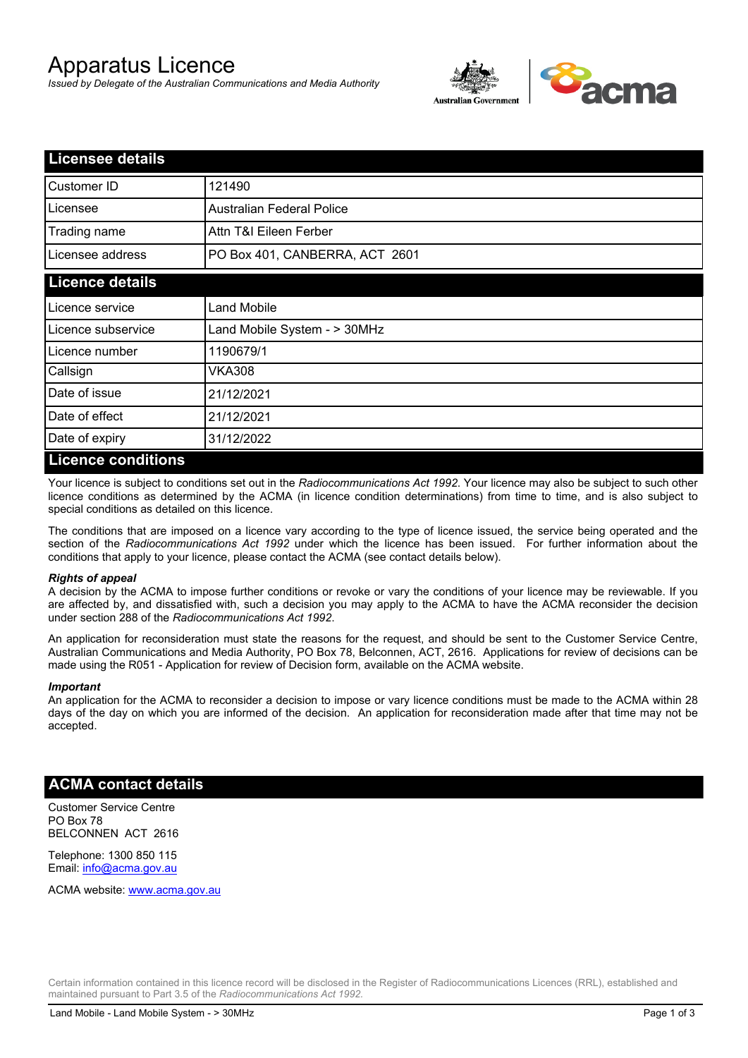# Apparatus Licence

*Issued by Delegate of the Australian Communications and Media Authority*

## Licensee details

| | |
|---|---|
| Customer ID | 121490 |
| Licensee | Australian Federal Police |
| Trading name | Attn T&I Eileen Ferber |
| Licensee address | PO Box 401, CANBERRA, ACT 2601 |

## Licence details

| | |
|---|---|
| Licence service | Land Mobile |
| Licence subservice | Land Mobile System - > 30MHz |
| Licence number | 1190679/1 |
| Callsign | VKA308 |
| Date of issue | 21/12/2021 |
| Date of effect | 21/12/2021 |
| Date of expiry | 31/12/2022 |

## Licence conditions

Your licence is subject to conditions set out in the *Radiocommunications Act 1992*. Your licence may also be subject to such other licence conditions as determined by the ACMA (in licence condition determinations) from time to time, and is also subject to special conditions as detailed on this licence.

The conditions that are imposed on a licence vary according to the type of licence issued, the service being operated and the section of the *Radiocommunications Act 1992* under which the licence has been issued. For further information about the conditions that apply to your licence, please contact the ACMA (see contact details below).

***Rights of appeal***

A decision by the ACMA to impose further conditions or revoke or vary the conditions of your licence may be reviewable. If you are affected by, and dissatisfied with, such a decision you may apply to the ACMA to have the ACMA reconsider the decision under section 288 of the *Radiocommunications Act 1992*.

An application for reconsideration must state the reasons for the request, and should be sent to the Customer Service Centre, Australian Communications and Media Authority, PO Box 78, Belconnen, ACT, 2616. Applications for review of decisions can be made using the R051 - Application for review of Decision form, available on the ACMA website.

***Important***

An application for the ACMA to reconsider a decision to impose or vary licence conditions must be made to the ACMA within 28 days of the day on which you are informed of the decision. An application for reconsideration made after that time may not be accepted.

## ACMA contact details

Customer Service Centre
PO Box 78
BELCONNEN ACT 2616

Telephone: 1300 850 115
Email: info@acma.gov.au

ACMA website: www.acma.gov.au

Certain information contained in this licence record will be disclosed in the Register of Radiocommunications Licences (RRL), established and maintained pursuant to Part 3.5 of the *Radiocommunications Act 1992.*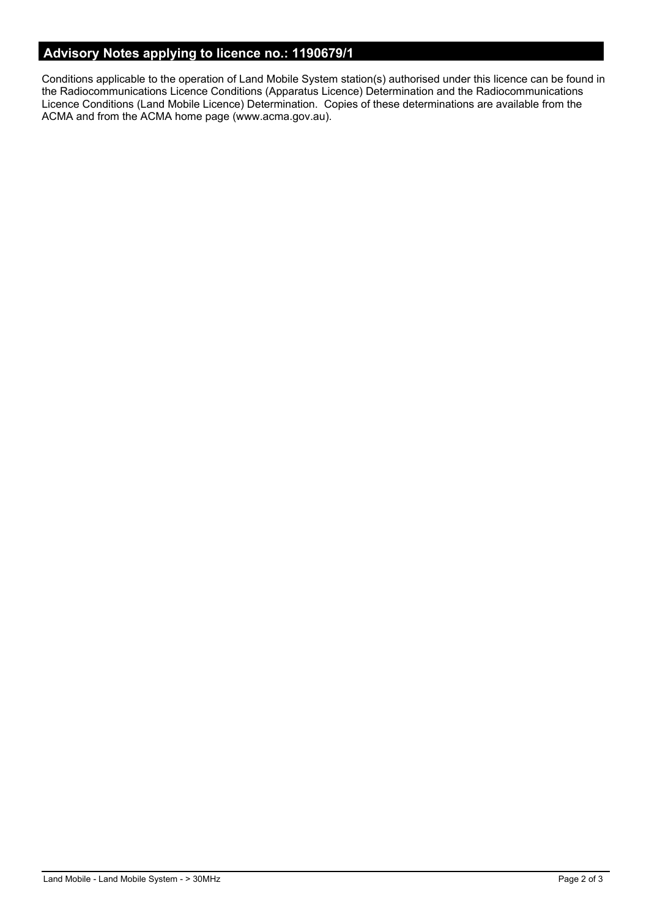## Advisory Notes applying to licence no.: 1190679/1

Conditions applicable to the operation of Land Mobile System station(s) authorised under this licence can be found in the Radiocommunications Licence Conditions (Apparatus Licence) Determination and the Radiocommunications Licence Conditions (Land Mobile Licence) Determination. Copies of these determinations are available from the ACMA and from the ACMA home page (www.acma.gov.au).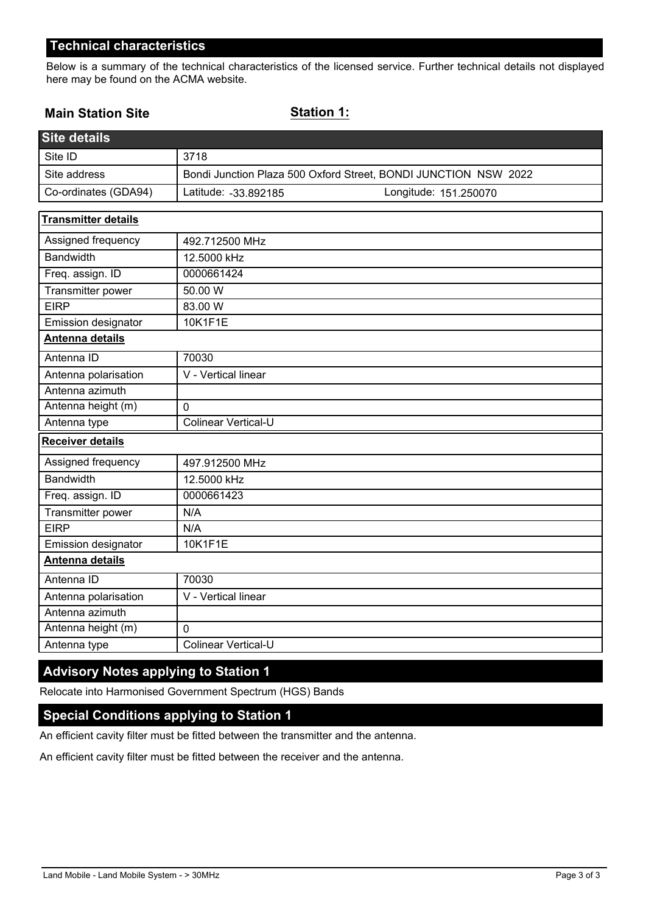## Technical characteristics

Below is a summary of the technical characteristics of the licensed service. Further technical details not displayed here may be found on the ACMA website.

**Main Station Site** **Station 1:**

| Site details | |
|---|---|
| Site ID | 3718 |
| Site address | Bondi Junction Plaza 500 Oxford Street, BONDI JUNCTION NSW 2022 |
| Co-ordinates (GDA94) | Latitude: -33.892185 Longitude: 151.250070 |

| Transmitter details | |
|---|---|
| Assigned frequency | 492.712500 MHz |
| Bandwidth | 12.5000 kHz |
| Freq. assign. ID | 0000661424 |
| Transmitter power | 50.00 W |
| EIRP | 83.00 W |
| Emission designator | 10K1F1E |
| **Antenna details** | |
| Antenna ID | 70030 |
| Antenna polarisation | V - Vertical linear |
| Antenna azimuth | |
| Antenna height (m) | 0 |
| Antenna type | Colinear Vertical-U |

| Receiver details | |
|---|---|
| Assigned frequency | 497.912500 MHz |
| Bandwidth | 12.5000 kHz |
| Freq. assign. ID | 0000661423 |
| Transmitter power | N/A |
| EIRP | N/A |
| Emission designator | 10K1F1E |
| **Antenna details** | |
| Antenna ID | 70030 |
| Antenna polarisation | V - Vertical linear |
| Antenna azimuth | |
| Antenna height (m) | 0 |
| Antenna type | Colinear Vertical-U |

## Advisory Notes applying to Station 1

Relocate into Harmonised Government Spectrum (HGS) Bands

## Special Conditions applying to Station 1

An efficient cavity filter must be fitted between the transmitter and the antenna.

An efficient cavity filter must be fitted between the receiver and the antenna.